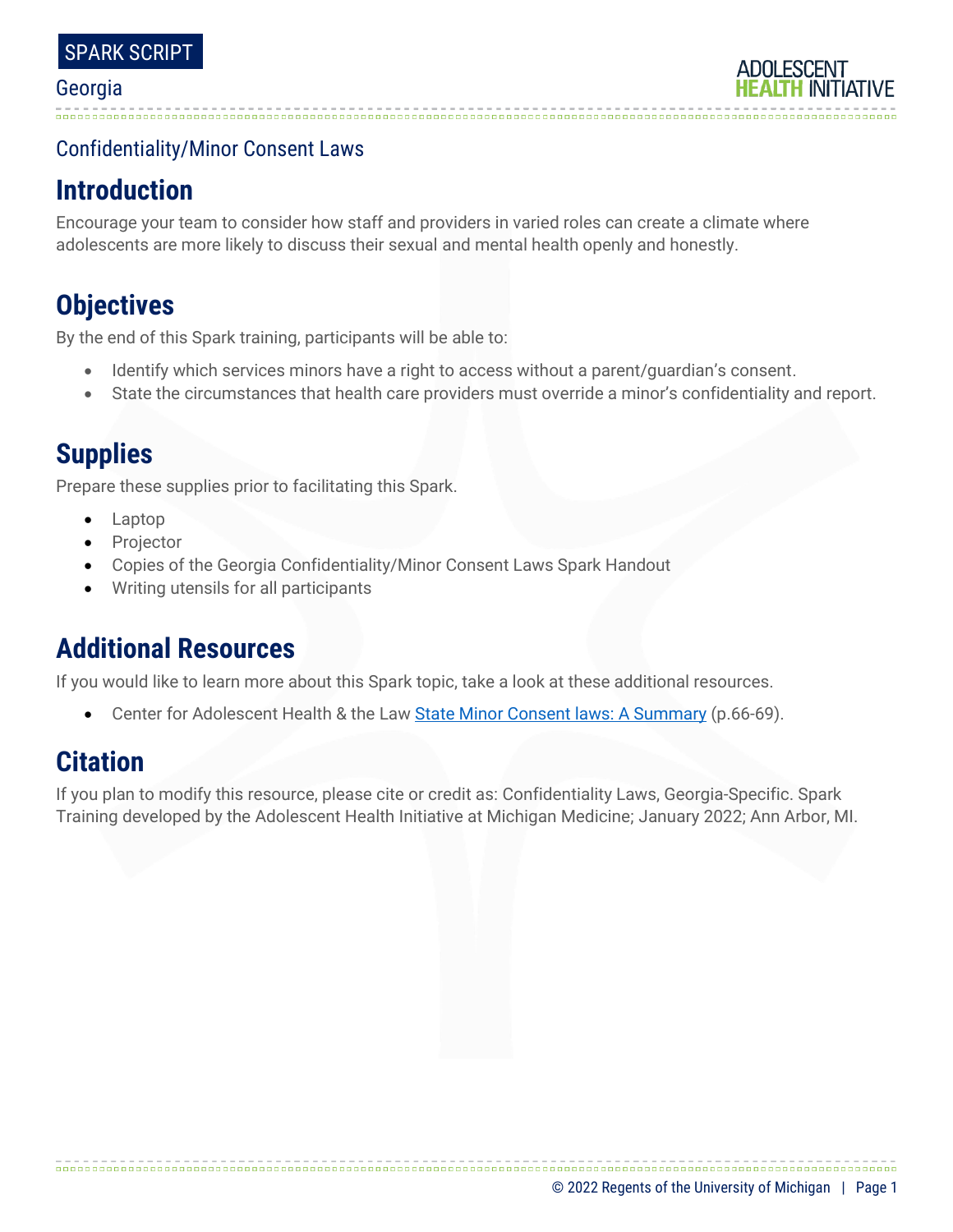SPARK SCRIPT

Georgia

ADOLESCENT HEALTH INITIATIVE

## Confidentiality/Minor Consent Laws

# Introduction

Encourage your team to consider how staff and providers in varied roles can create a climate where adolescents are more likely to discuss their sexual and mental health openly and honestly.

# Objectives

By the end of this Spark training, participants will be able to:

- Identify which services minors have a right to access without a parent/guardian's consent.
- State the circumstances that health care providers must override a minor's confidentiality and report.

# Supplies

Prepare these supplies prior to facilitating this Spark.

- Laptop
- Projector
- Copies of the Georgia Confidentiality/Minor Consent Laws Spark Handout
- Writing utensils for all participants

# Additional Resources

If you would like to learn more about this Spark topic, take a look at these additional resources.

- Center for Adolescent Health & the Law State Minor Consent laws: A Summary (p.66-69).

# Citation

If you plan to modify this resource, please cite or credit as: Confidentiality Laws, Georgia-Specific. Spark Training developed by the Adolescent Health Initiative at Michigan Medicine; January 2022; Ann Arbor, MI.

© 2022 Regents of the University of Michigan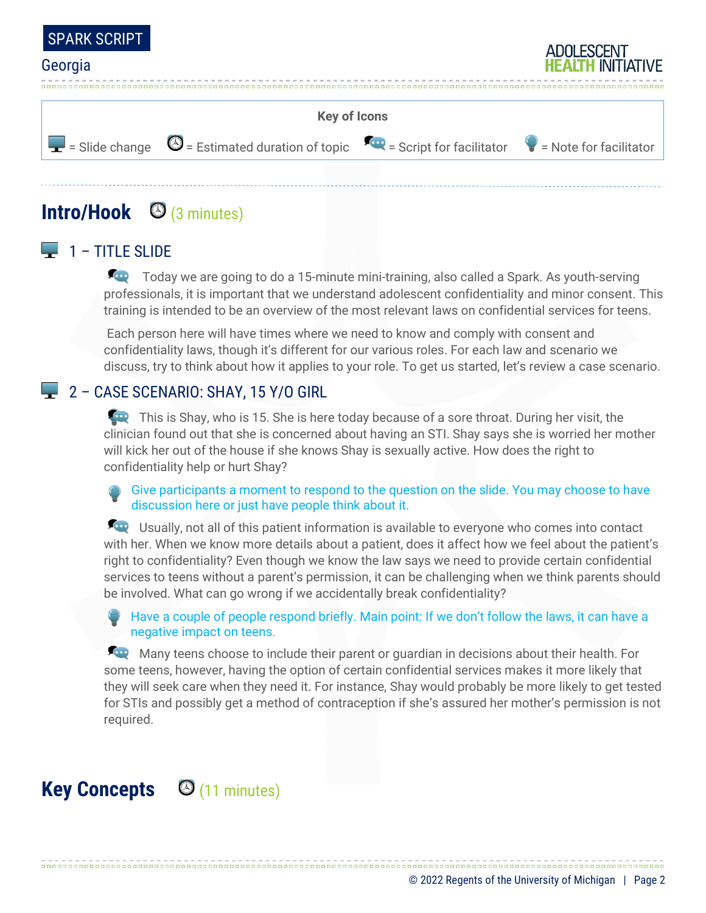**Key of Icons**

= Slide change = Estimated duration of topic = Script for facilitator = Note for facilitator

## Intro/Hook (3 minutes)

### 1 – TITLE SLIDE

Today we are going to do a 15-minute mini-training, also called a Spark. As youth-serving professionals, it is important that we understand adolescent confidentiality and minor consent. This training is intended to be an overview of the most relevant laws on confidential services for teens.

Each person here will have times where we need to know and comply with consent and confidentiality laws, though it's different for our various roles. For each law and scenario we discuss, try to think about how it applies to your role. To get us started, let's review a case scenario.

### 2 – CASE SCENARIO: SHAY, 15 Y/O GIRL

This is Shay, who is 15. She is here today because of a sore throat. During her visit, the clinician found out that she is concerned about having an STI. Shay says she is worried her mother will kick her out of the house if she knows Shay is sexually active. How does the right to confidentiality help or hurt Shay?

Give participants a moment to respond to the question on the slide. You may choose to have discussion here or just have people think about it.

Usually, not all of this patient information is available to everyone who comes into contact with her. When we know more details about a patient, does it affect how we feel about the patient's right to confidentiality? Even though we know the law says we need to provide certain confidential services to teens without a parent's permission, it can be challenging when we think parents should be involved. What can go wrong if we accidentally break confidentiality?

Have a couple of people respond briefly. Main point: If we don't follow the laws, it can have a negative impact on teens.

Many teens choose to include their parent or guardian in decisions about their health. For some teens, however, having the option of certain confidential services makes it more likely that they will seek care when they need it. For instance, Shay would probably be more likely to get tested for STIs and possibly get a method of contraception if she's assured her mother's permission is not required.

## Key Concepts (11 minutes)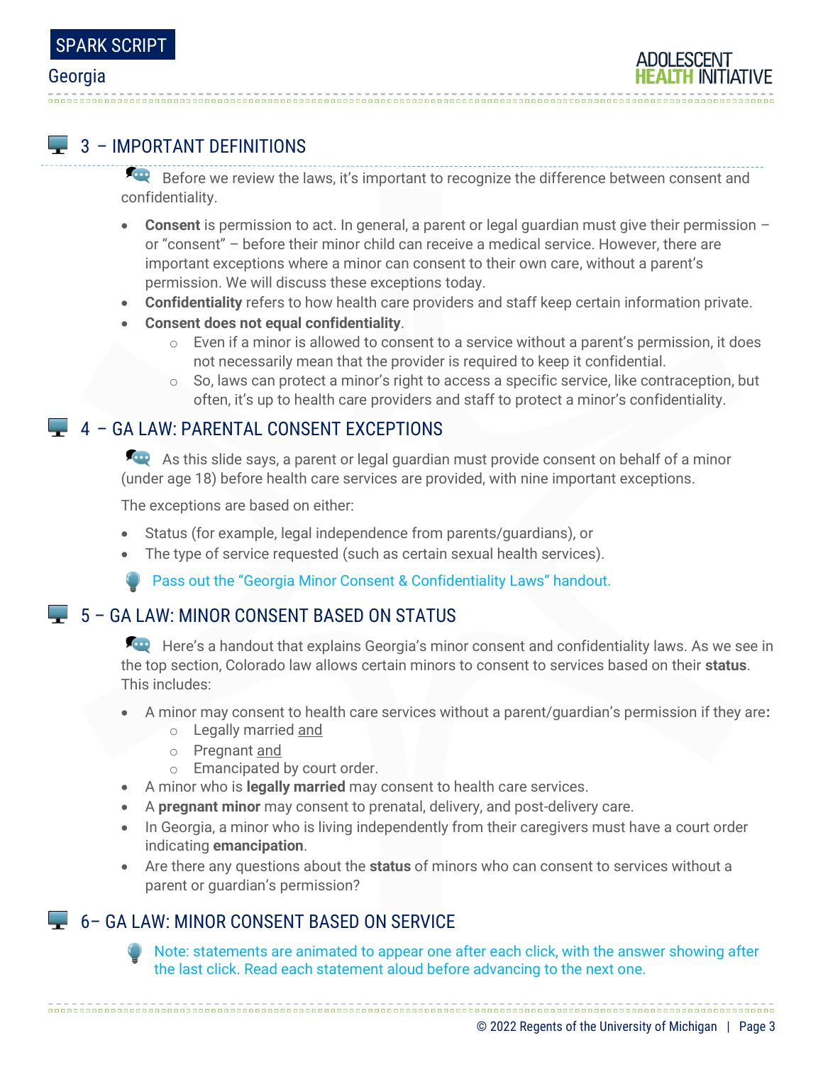## 3 – IMPORTANT DEFINITIONS

Before we review the laws, it's important to recognize the difference between consent and confidentiality.

- **Consent** is permission to act. In general, a parent or legal guardian must give their permission – or "consent" – before their minor child can receive a medical service. However, there are important exceptions where a minor can consent to their own care, without a parent's permission. We will discuss these exceptions today.
- **Confidentiality** refers to how health care providers and staff keep certain information private.
- **Consent does not equal confidentiality**.
  - Even if a minor is allowed to consent to a service without a parent's permission, it does not necessarily mean that the provider is required to keep it confidential.
  - So, laws can protect a minor's right to access a specific service, like contraception, but often, it's up to health care providers and staff to protect a minor's confidentiality.

## 4 – GA LAW: PARENTAL CONSENT EXCEPTIONS

As this slide says, a parent or legal guardian must provide consent on behalf of a minor (under age 18) before health care services are provided, with nine important exceptions.

The exceptions are based on either:

- Status (for example, legal independence from parents/guardians), or
- The type of service requested (such as certain sexual health services).

Pass out the "Georgia Minor Consent & Confidentiality Laws" handout.

## 5 – GA LAW: MINOR CONSENT BASED ON STATUS

Here's a handout that explains Georgia's minor consent and confidentiality laws. As we see in the top section, Colorado law allows certain minors to consent to services based on their **status**. This includes:

- A minor may consent to health care services without a parent/guardian's permission if they are**:**
  - Legally married <u>and</u>
  - Pregnant <u>and</u>
  - Emancipated by court order.
- A minor who is **legally married** may consent to health care services.
- A **pregnant minor** may consent to prenatal, delivery, and post-delivery care.
- In Georgia, a minor who is living independently from their caregivers must have a court order indicating **emancipation**.
- Are there any questions about the **status** of minors who can consent to services without a parent or guardian's permission?

## 6– GA LAW: MINOR CONSENT BASED ON SERVICE

Note: statements are animated to appear one after each click, with the answer showing after the last click. Read each statement aloud before advancing to the next one.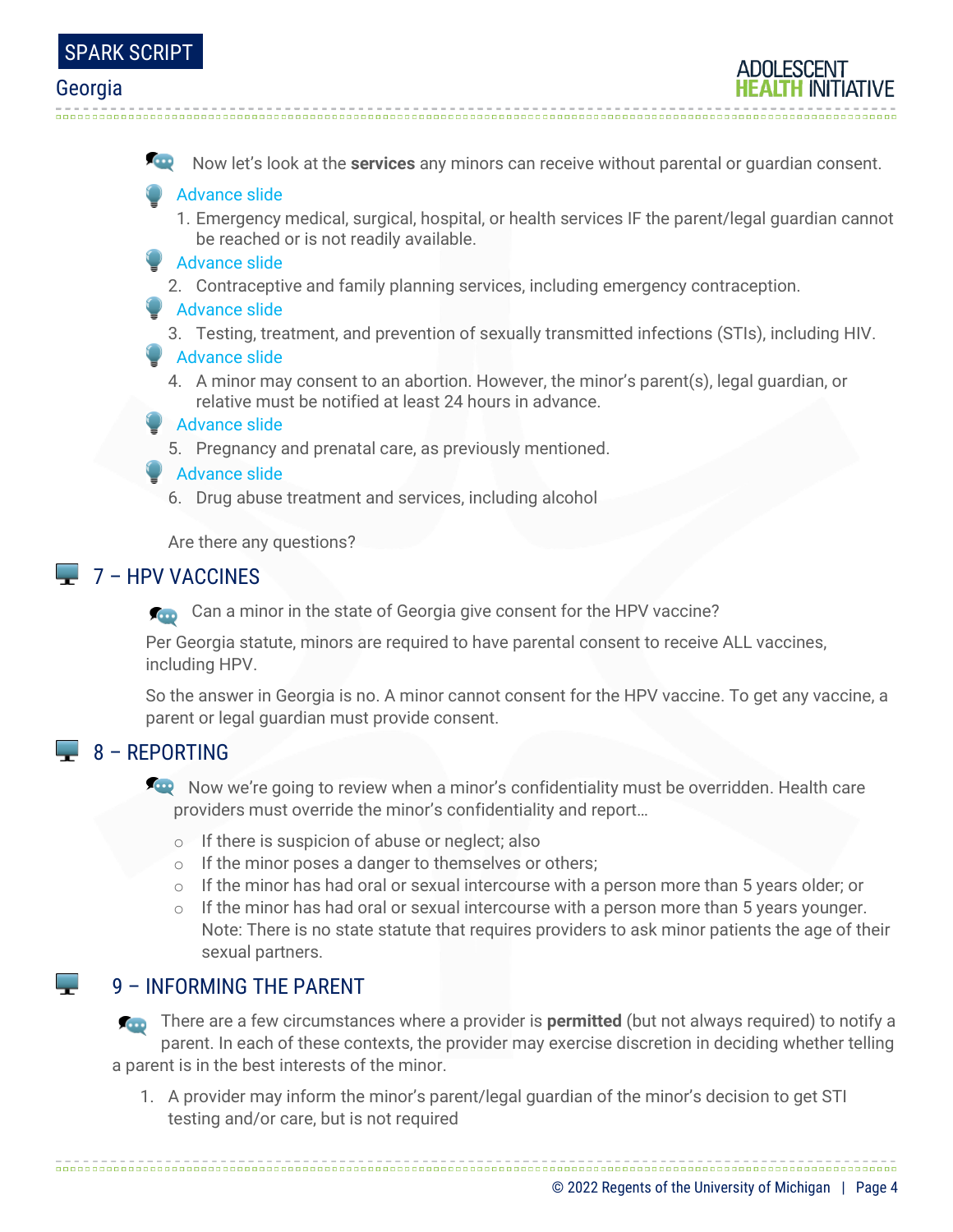Now let's look at the **services** any minors can receive without parental or guardian consent.

Advance slide

1. Emergency medical, surgical, hospital, or health services IF the parent/legal guardian cannot be reached or is not readily available.

Advance slide

2. Contraceptive and family planning services, including emergency contraception.

Advance slide

3. Testing, treatment, and prevention of sexually transmitted infections (STIs), including HIV.

Advance slide

4. A minor may consent to an abortion. However, the minor's parent(s), legal guardian, or relative must be notified at least 24 hours in advance.

Advance slide

5. Pregnancy and prenatal care, as previously mentioned.

Advance slide

6. Drug abuse treatment and services, including alcohol

Are there any questions?

## 7 – HPV VACCINES

Can a minor in the state of Georgia give consent for the HPV vaccine?

Per Georgia statute, minors are required to have parental consent to receive ALL vaccines, including HPV.

So the answer in Georgia is no. A minor cannot consent for the HPV vaccine. To get any vaccine, a parent or legal guardian must provide consent.

## 8 – REPORTING

Now we're going to review when a minor's confidentiality must be overridden. Health care providers must override the minor's confidentiality and report…

- If there is suspicion of abuse or neglect; also
- If the minor poses a danger to themselves or others;
- If the minor has had oral or sexual intercourse with a person more than 5 years older; or
- If the minor has had oral or sexual intercourse with a person more than 5 years younger. Note: There is no state statute that requires providers to ask minor patients the age of their sexual partners.

## 9 – INFORMING THE PARENT

There are a few circumstances where a provider is **permitted** (but not always required) to notify a parent. In each of these contexts, the provider may exercise discretion in deciding whether telling a parent is in the best interests of the minor.

1. A provider may inform the minor's parent/legal guardian of the minor's decision to get STI testing and/or care, but is not required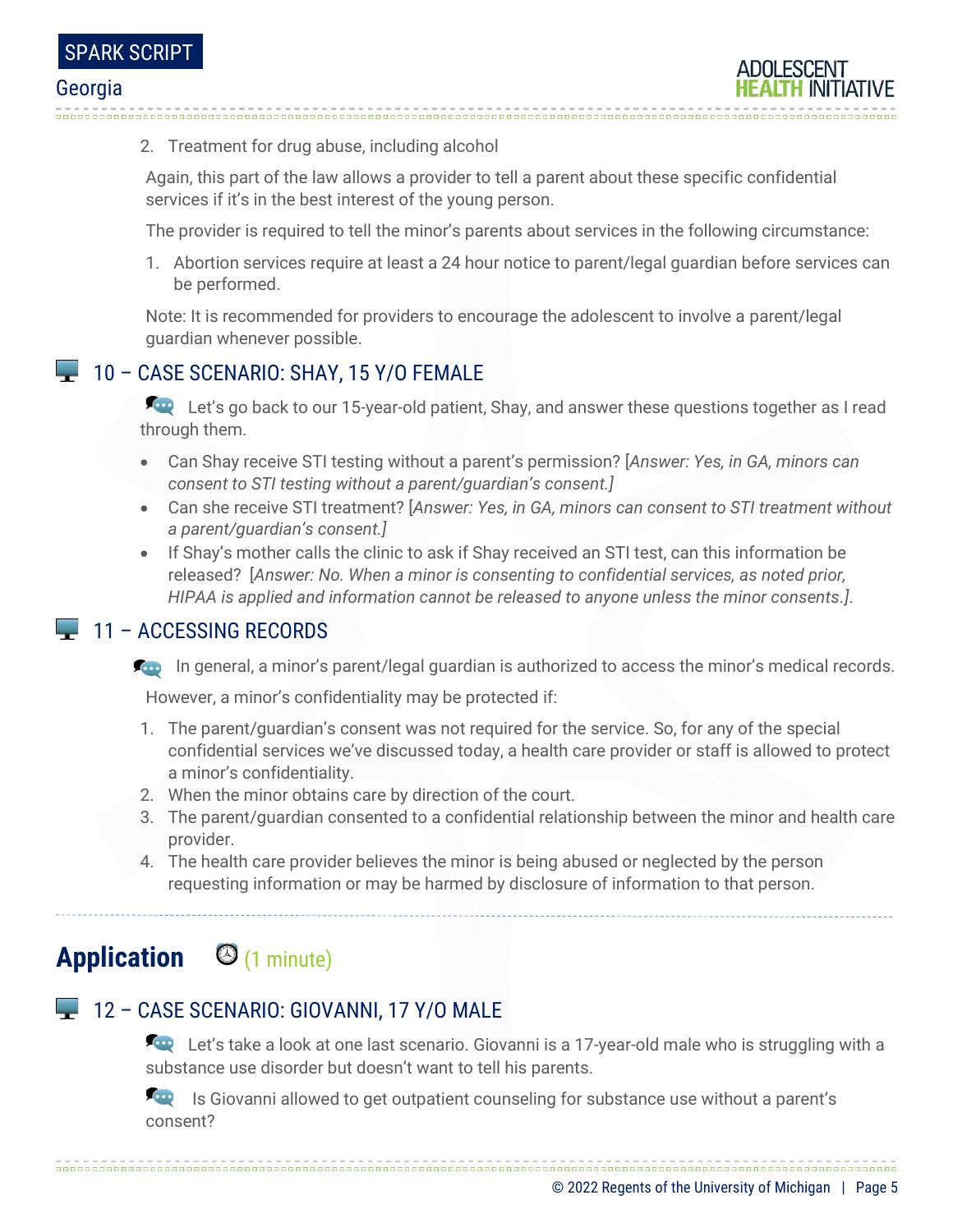2. Treatment for drug abuse, including alcohol

Again, this part of the law allows a provider to tell a parent about these specific confidential services if it's in the best interest of the young person.

The provider is required to tell the minor's parents about services in the following circumstance:

1. Abortion services require at least a 24 hour notice to parent/legal guardian before services can be performed.

Note: It is recommended for providers to encourage the adolescent to involve a parent/legal guardian whenever possible.

### 10 – CASE SCENARIO: SHAY, 15 Y/O FEMALE

Let's go back to our 15-year-old patient, Shay, and answer these questions together as I read through them.

- Can Shay receive STI testing without a parent's permission? [*Answer: Yes, in GA, minors can consent to STI testing without a parent/guardian's consent.*]
- Can she receive STI treatment? [*Answer: Yes, in GA, minors can consent to STI treatment without a parent/guardian's consent.*]
- If Shay's mother calls the clinic to ask if Shay received an STI test, can this information be released? [*Answer: No. When a minor is consenting to confidential services, as noted prior, HIPAA is applied and information cannot be released to anyone unless the minor consents.*].

### 11 – ACCESSING RECORDS

In general, a minor's parent/legal guardian is authorized to access the minor's medical records.

However, a minor's confidentiality may be protected if:

1. The parent/guardian's consent was not required for the service. So, for any of the special confidential services we've discussed today, a health care provider or staff is allowed to protect a minor's confidentiality.
2. When the minor obtains care by direction of the court.
3. The parent/guardian consented to a confidential relationship between the minor and health care provider.
4. The health care provider believes the minor is being abused or neglected by the person requesting information or may be harmed by disclosure of information to that person.

## Application (1 minute)

### 12 – CASE SCENARIO: GIOVANNI, 17 Y/O MALE

Let's take a look at one last scenario. Giovanni is a 17-year-old male who is struggling with a substance use disorder but doesn't want to tell his parents.

Is Giovanni allowed to get outpatient counseling for substance use without a parent's consent?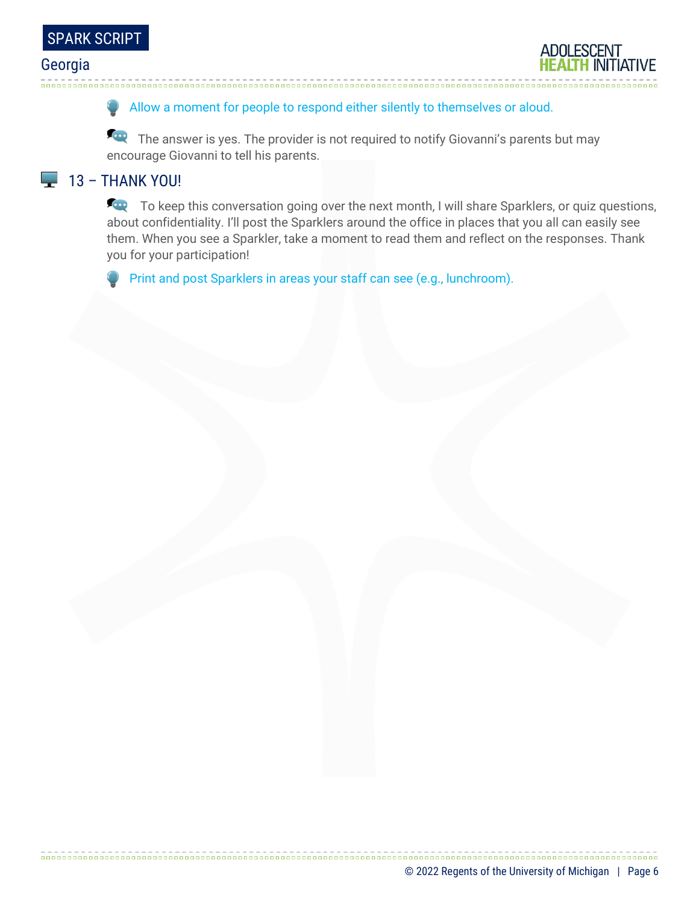Allow a moment for people to respond either silently to themselves or aloud.

The answer is yes. The provider is not required to notify Giovanni's parents but may encourage Giovanni to tell his parents.

## 13 – THANK YOU!

To keep this conversation going over the next month, I will share Sparklers, or quiz questions, about confidentiality. I'll post the Sparklers around the office in places that you all can easily see them. When you see a Sparkler, take a moment to read them and reflect on the responses. Thank you for your participation!

Print and post Sparklers in areas your staff can see (e.g., lunchroom).